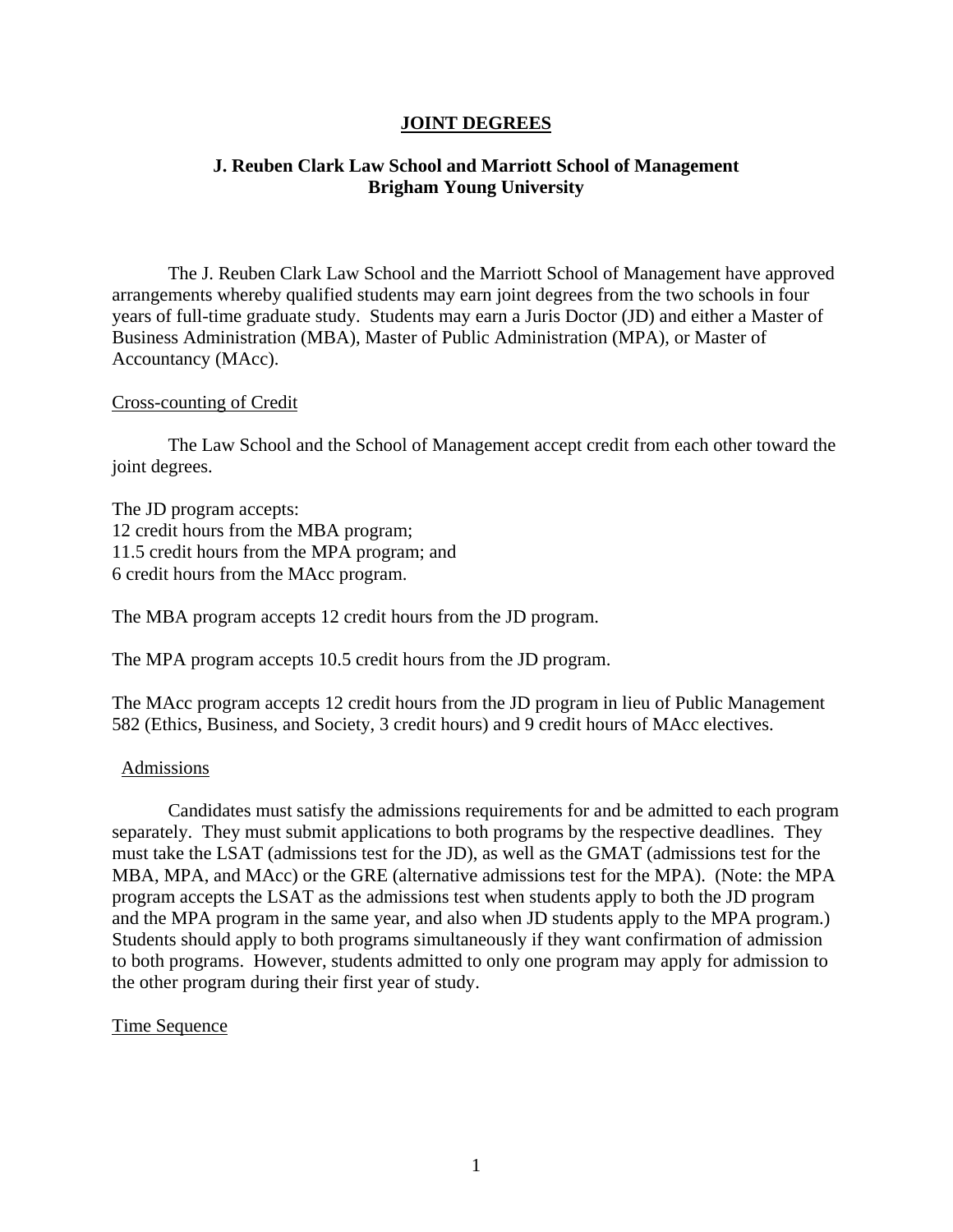# JOINT DEGREES

## J. Reuben Clark Law School and Marriott School of Management
## Brigham Young University

The J. Reuben Clark Law School and the Marriott School of Management have approved arrangements whereby qualified students may earn joint degrees from the two schools in four years of full-time graduate study. Students may earn a Juris Doctor (JD) and either a Master of Business Administration (MBA), Master of Public Administration (MPA), or Master of Accountancy (MAcc).

### Cross-counting of Credit

The Law School and the School of Management accept credit from each other toward the joint degrees.

The JD program accepts:
12 credit hours from the MBA program;
11.5 credit hours from the MPA program; and
6 credit hours from the MAcc program.

The MBA program accepts 12 credit hours from the JD program.

The MPA program accepts 10.5 credit hours from the JD program.

The MAcc program accepts 12 credit hours from the JD program in lieu of Public Management 582 (Ethics, Business, and Society, 3 credit hours) and 9 credit hours of MAcc electives.

### Admissions

Candidates must satisfy the admissions requirements for and be admitted to each program separately. They must submit applications to both programs by the respective deadlines. They must take the LSAT (admissions test for the JD), as well as the GMAT (admissions test for the MBA, MPA, and MAcc) or the GRE (alternative admissions test for the MPA). (Note: the MPA program accepts the LSAT as the admissions test when students apply to both the JD program and the MPA program in the same year, and also when JD students apply to the MPA program.) Students should apply to both programs simultaneously if they want confirmation of admission to both programs. However, students admitted to only one program may apply for admission to the other program during their first year of study.

### Time Sequence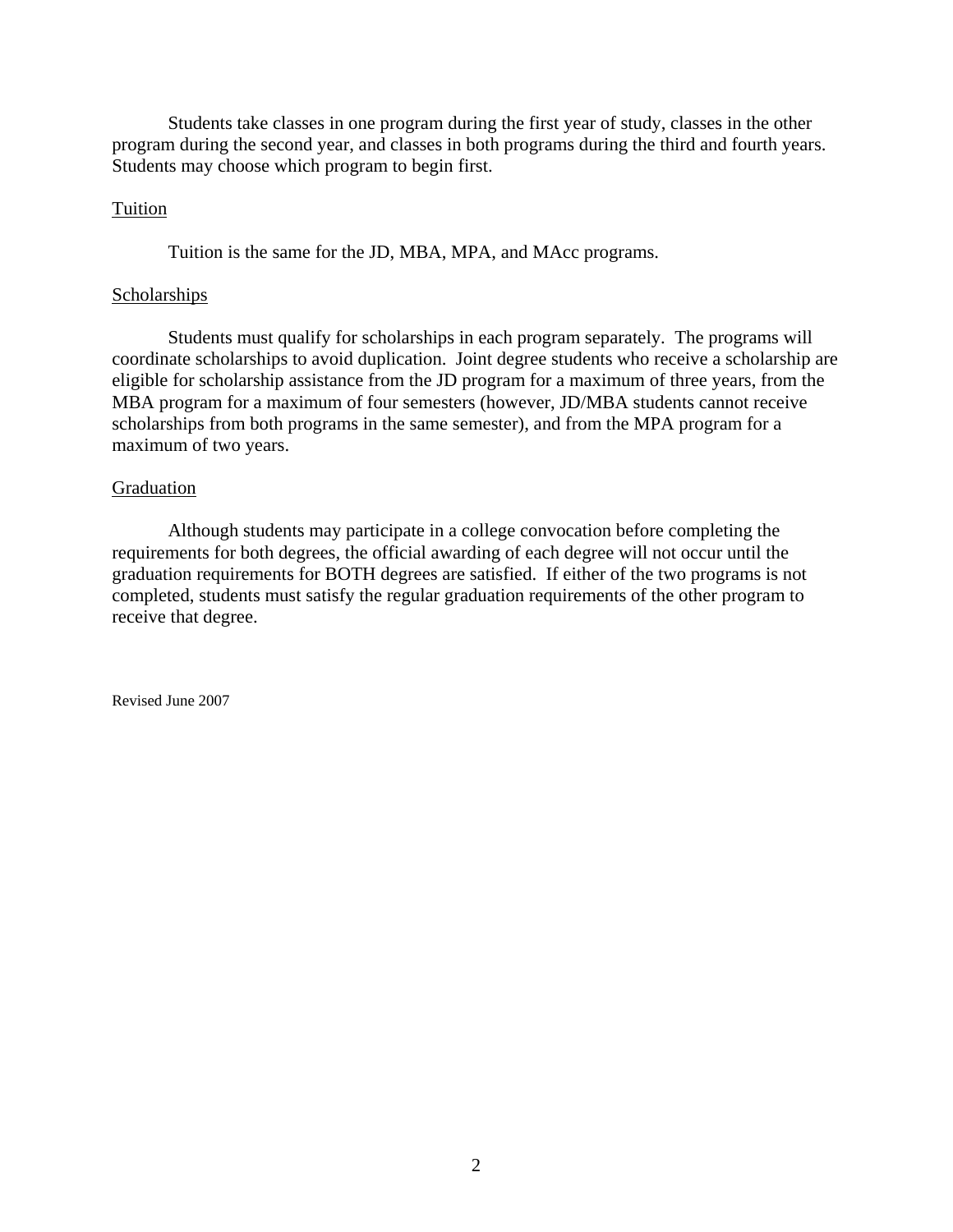Students take classes in one program during the first year of study, classes in the other program during the second year, and classes in both programs during the third and fourth years. Students may choose which program to begin first.

## Tuition

Tuition is the same for the JD, MBA, MPA, and MAcc programs.

## Scholarships

Students must qualify for scholarships in each program separately. The programs will coordinate scholarships to avoid duplication. Joint degree students who receive a scholarship are eligible for scholarship assistance from the JD program for a maximum of three years, from the MBA program for a maximum of four semesters (however, JD/MBA students cannot receive scholarships from both programs in the same semester), and from the MPA program for a maximum of two years.

## Graduation

Although students may participate in a college convocation before completing the requirements for both degrees, the official awarding of each degree will not occur until the graduation requirements for BOTH degrees are satisfied. If either of the two programs is not completed, students must satisfy the regular graduation requirements of the other program to receive that degree.

Revised June 2007